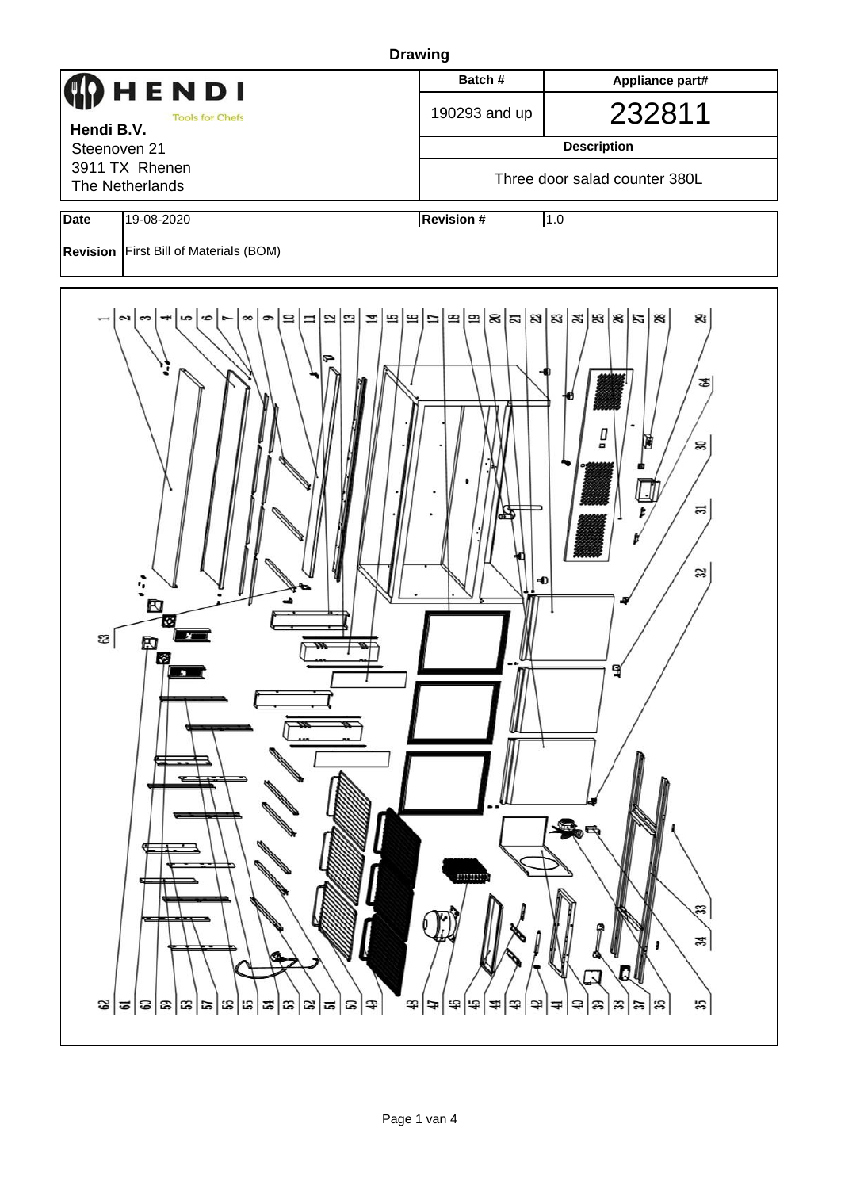**Drawing**

| HENDI Tools for Chefs | Batch # | Appliance part# |
|---|---|---|
| **Hendi B.V.** | 190293 and up | 232811 |
| Steenoven 21 | **Description** | |
| 3911 TX Rhenen<br>The Netherlands | Three door salad counter 380L | |

| **Date** | 19-08-2020 | **Revision #** | 1.0 |
|---|---|---|---|
| **Revision** | First Bill of Materials (BOM) | | |

1 2 3 4 5 6 7 8 9 10 11 12 13 14 15 16 17 18 19 20 21 22 23 24 25 26 27 28 29

64 30 31 32 33 34 35

63

62 61 60 59 58 57 56 55 54 53 52 51 50 49 48 47 46 45 44 43 42 41 40 39 38 37 36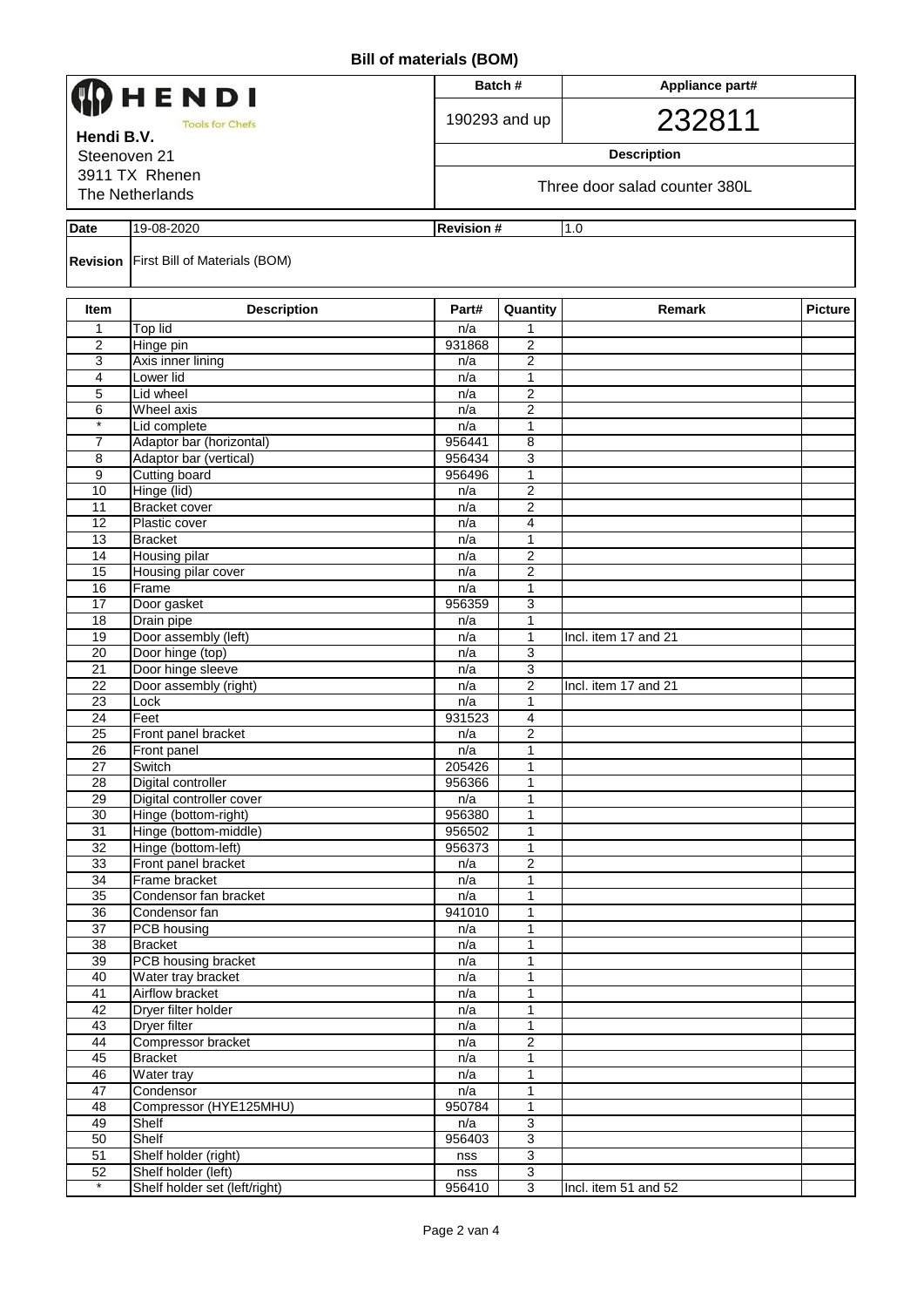# Bill of materials (BOM)

**HENDI** Tools for Chefs

**Hendi B.V.**
Steenoven 21
3911 TX Rhenen
The Netherlands

| Batch # | Appliance part# |
|---|---|
| 190293 and up | 232811 |
| **Description** | |
| Three door salad counter 380L | |

| | | | |
|---|---|---|---|
| **Date** | 19-08-2020 | **Revision #** | 1.0 |
| **Revision** | First Bill of Materials (BOM) | | |

| Item | Description | Part# | Quantity | Remark | Picture |
|---|---|---|---|---|---|
| 1 | Top lid | n/a | 1 | | |
| 2 | Hinge pin | 931868 | 2 | | |
| 3 | Axis inner lining | n/a | 2 | | |
| 4 | Lower lid | n/a | 1 | | |
| 5 | Lid wheel | n/a | 2 | | |
| 6 | Wheel axis | n/a | 2 | | |
| * | Lid complete | n/a | 1 | | |
| 7 | Adaptor bar (horizontal) | 956441 | 8 | | |
| 8 | Adaptor bar (vertical) | 956434 | 3 | | |
| 9 | Cutting board | 956496 | 1 | | |
| 10 | Hinge (lid) | n/a | 2 | | |
| 11 | Bracket cover | n/a | 2 | | |
| 12 | Plastic cover | n/a | 4 | | |
| 13 | Bracket | n/a | 1 | | |
| 14 | Housing pilar | n/a | 2 | | |
| 15 | Housing pilar cover | n/a | 2 | | |
| 16 | Frame | n/a | 1 | | |
| 17 | Door gasket | 956359 | 3 | | |
| 18 | Drain pipe | n/a | 1 | | |
| 19 | Door assembly (left) | n/a | 1 | Incl. item 17 and 21 | |
| 20 | Door hinge (top) | n/a | 3 | | |
| 21 | Door hinge sleeve | n/a | 3 | | |
| 22 | Door assembly (right) | n/a | 2 | Incl. item 17 and 21 | |
| 23 | Lock | n/a | 1 | | |
| 24 | Feet | 931523 | 4 | | |
| 25 | Front panel bracket | n/a | 2 | | |
| 26 | Front panel | n/a | 1 | | |
| 27 | Switch | 205426 | 1 | | |
| 28 | Digital controller | 956366 | 1 | | |
| 29 | Digital controller cover | n/a | 1 | | |
| 30 | Hinge (bottom-right) | 956380 | 1 | | |
| 31 | Hinge (bottom-middle) | 956502 | 1 | | |
| 32 | Hinge (bottom-left) | 956373 | 1 | | |
| 33 | Front panel bracket | n/a | 2 | | |
| 34 | Frame bracket | n/a | 1 | | |
| 35 | Condensor fan bracket | n/a | 1 | | |
| 36 | Condensor fan | 941010 | 1 | | |
| 37 | PCB housing | n/a | 1 | | |
| 38 | Bracket | n/a | 1 | | |
| 39 | PCB housing bracket | n/a | 1 | | |
| 40 | Water tray bracket | n/a | 1 | | |
| 41 | Airflow bracket | n/a | 1 | | |
| 42 | Dryer filter holder | n/a | 1 | | |
| 43 | Dryer filter | n/a | 1 | | |
| 44 | Compressor bracket | n/a | 2 | | |
| 45 | Bracket | n/a | 1 | | |
| 46 | Water tray | n/a | 1 | | |
| 47 | Condensor | n/a | 1 | | |
| 48 | Compressor (HYE125MHU) | 950784 | 1 | | |
| 49 | Shelf | n/a | 3 | | |
| 50 | Shelf | 956403 | 3 | | |
| 51 | Shelf holder (right) | nss | 3 | | |
| 52 | Shelf holder (left) | nss | 3 | | |
| * | Shelf holder set (left/right) | 956410 | 3 | Incl. item 51 and 52 | |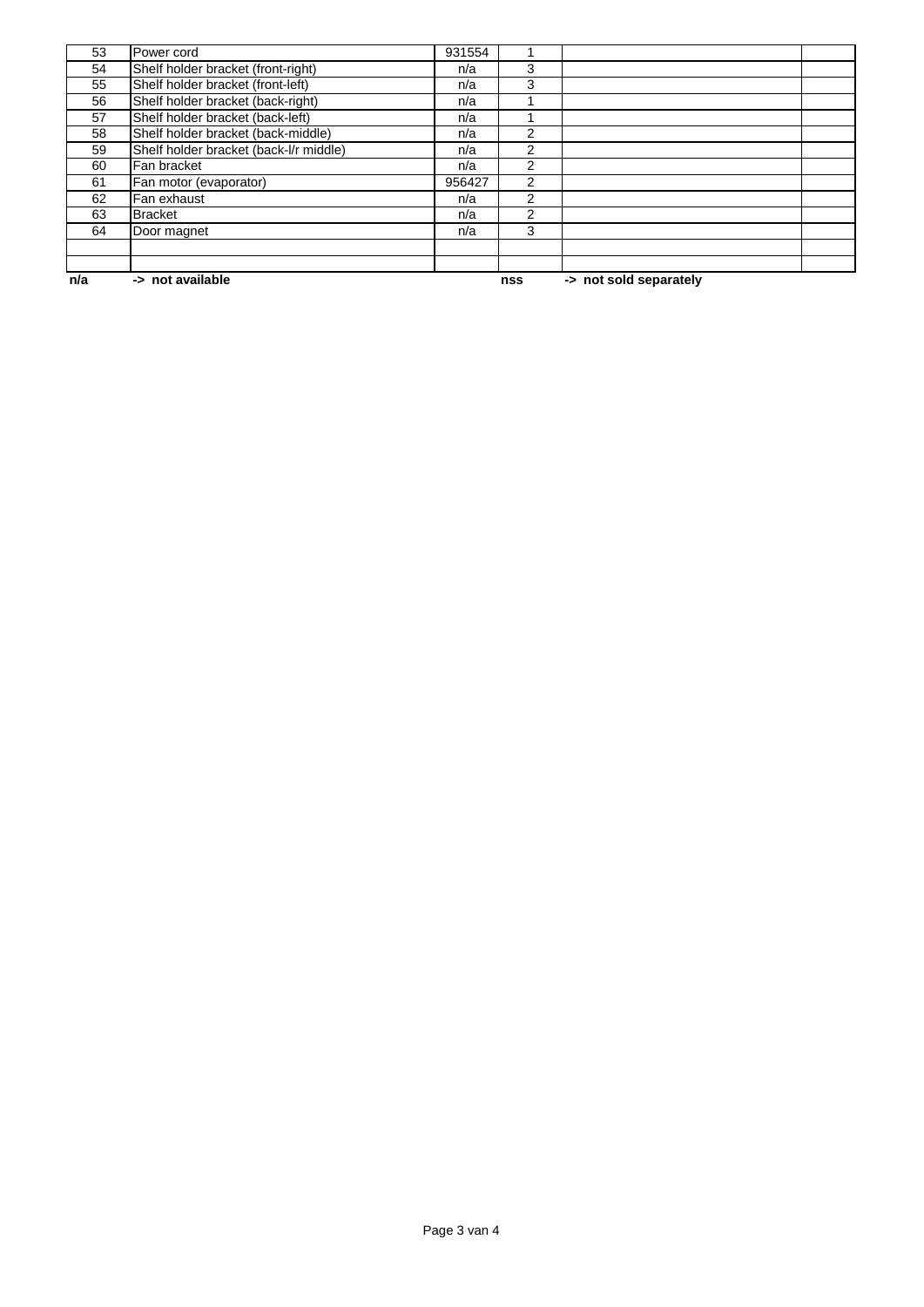| | | | | | |
|---|---|---|---|---|---|
| 53 | Power cord | 931554 | 1 | | |
| 54 | Shelf holder bracket (front-right) | n/a | 3 | | |
| 55 | Shelf holder bracket (front-left) | n/a | 3 | | |
| 56 | Shelf holder bracket (back-right) | n/a | 1 | | |
| 57 | Shelf holder bracket (back-left) | n/a | 1 | | |
| 58 | Shelf holder bracket (back-middle) | n/a | 2 | | |
| 59 | Shelf holder bracket (back-l/r middle) | n/a | 2 | | |
| 60 | Fan bracket | n/a | 2 | | |
| 61 | Fan motor (evaporator) | 956427 | 2 | | |
| 62 | Fan exhaust | n/a | 2 | | |
| 63 | Bracket | n/a | 2 | | |
| 64 | Door magnet | n/a | 3 | | |
| | | | | | |
| | | | | | |

**n/a** **-> not available** **nss** **-> not sold separately**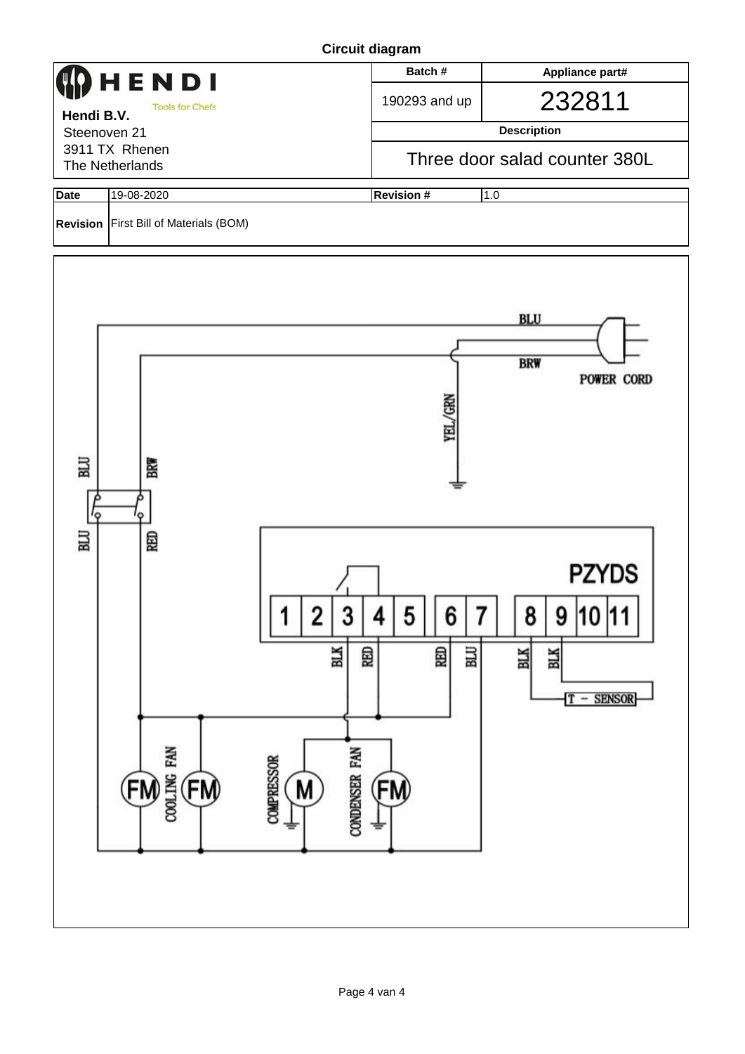# Circuit diagram

| | Batch # | Appliance part# |
| --- | --- | --- |
| **HENDI** Tools for Chefs<br>**Hendi B.V.**<br>Steenoven 21<br>3911 TX Rhenen<br>The Netherlands | 190293 and up | 232811 |
| | **Description** | |
| | Three door salad counter 380L | |

| | | | |
| --- | --- | --- | --- |
| **Date** | 19-08-2020 | **Revision #** | 1.0 |
| **Revision** | First Bill of Materials (BOM) | | |

BLU
BRW
POWER CORD
YEL/GRN
BLU
BRW
BLU
RED
PZYDS
1 2 3 4 5 6 7 8 9 10 11
BLK RED RED BLU BLK BLK
T - SENSOR
FM FM COOLING FAN
COMPRESSOR M
CONDENSER FAN FM